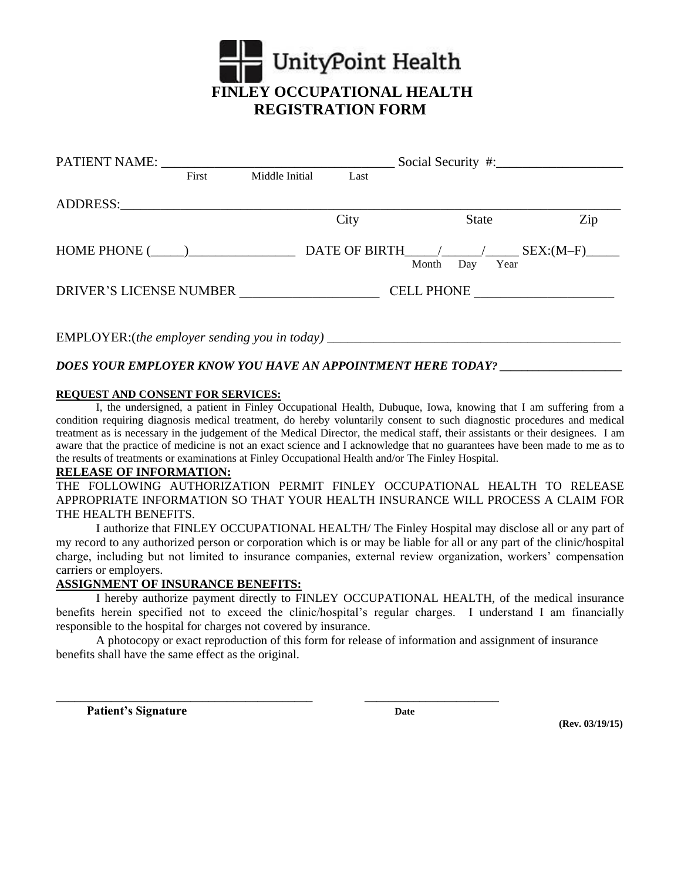UnityPoint Health

# FINLEY OCCUPATIONAL HEALTH
# REGISTRATION FORM

PATIENT NAME: ___________________________________ Social Security #:___________________
First Middle Initial Last

ADDRESS:___________________________________________________________________________
City State Zip

HOME PHONE (_____)________________ DATE OF BIRTH_____/______/_____ SEX:(M–F)_____
Month Day Year

DRIVER'S LICENSE NUMBER _____________________ CELL PHONE _____________________

EMPLOYER:(*the employer sending you in today*) _____________________________________________

***DOES YOUR EMPLOYER KNOW YOU HAVE AN APPOINTMENT HERE TODAY?*** ___________________

**REQUEST AND CONSENT FOR SERVICES:**

I, the undersigned, a patient in Finley Occupational Health, Dubuque, Iowa, knowing that I am suffering from a condition requiring diagnosis medical treatment, do hereby voluntarily consent to such diagnostic procedures and medical treatment as is necessary in the judgement of the Medical Director, the medical staff, their assistants or their designees. I am aware that the practice of medicine is not an exact science and I acknowledge that no guarantees have been made to me as to the results of treatments or examinations at Finley Occupational Health and/or The Finley Hospital.

**RELEASE OF INFORMATION:**

THE FOLLOWING AUTHORIZATION PERMIT FINLEY OCCUPATIONAL HEALTH TO RELEASE APPROPRIATE INFORMATION SO THAT YOUR HEALTH INSURANCE WILL PROCESS A CLAIM FOR THE HEALTH BENEFITS.

I authorize that FINLEY OCCUPATIONAL HEALTH/ The Finley Hospital may disclose all or any part of my record to any authorized person or corporation which is or may be liable for all or any part of the clinic/hospital charge, including but not limited to insurance companies, external review organization, workers' compensation carriers or employers.

**ASSIGNMENT OF INSURANCE BENEFITS:**

I hereby authorize payment directly to FINLEY OCCUPATIONAL HEALTH, of the medical insurance benefits herein specified not to exceed the clinic/hospital's regular charges. I understand I am financially responsible to the hospital for charges not covered by insurance.

A photocopy or exact reproduction of this form for release of information and assignment of insurance benefits shall have the same effect as the original.

________________________________________ ______________________
**Patient's Signature** **Date**

**(Rev. 03/19/15)**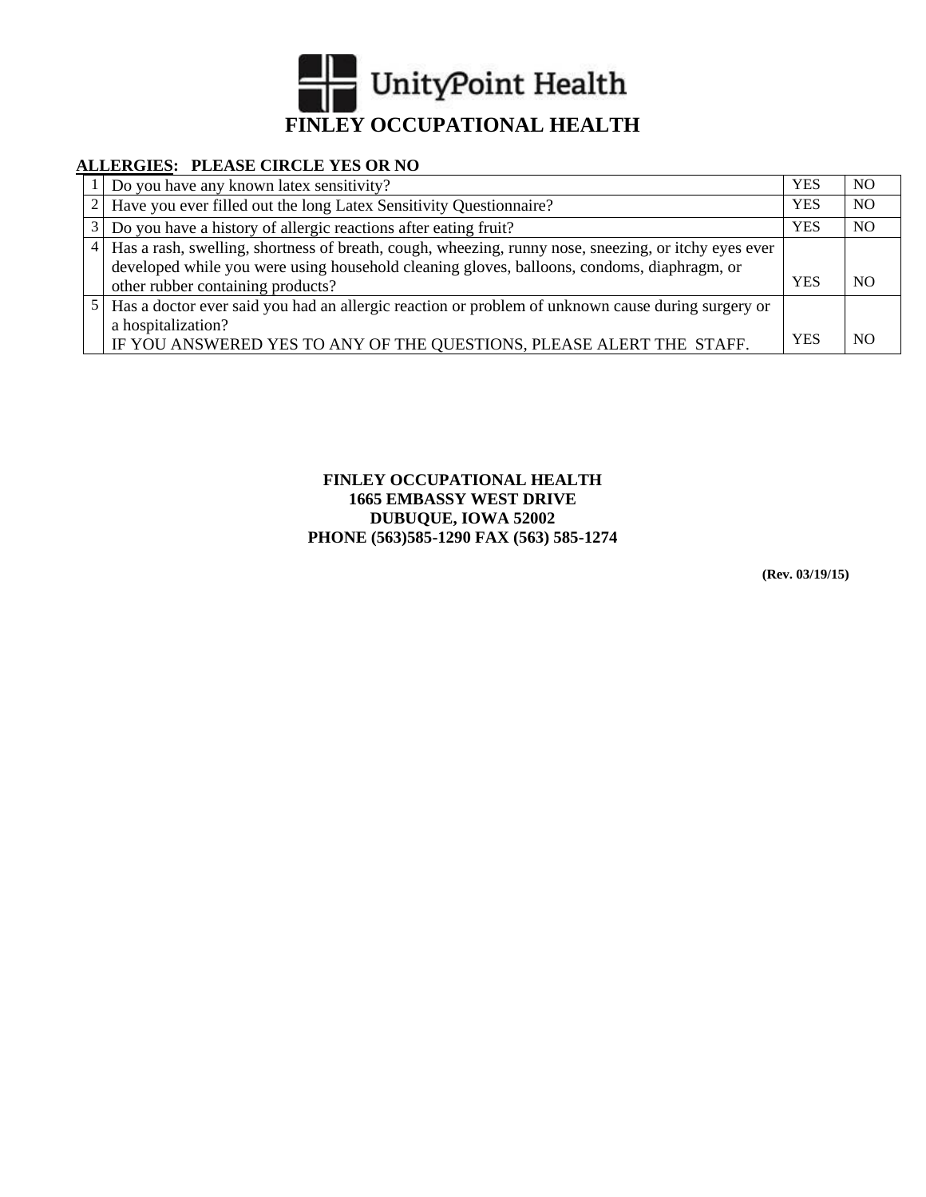UnityPoint Health

# FINLEY OCCUPATIONAL HEALTH

**ALLERGIES: PLEASE CIRCLE YES OR NO**

| | | | |
|---|---|---|---|
| 1 | Do you have any known latex sensitivity? | YES | NO |
| 2 | Have you ever filled out the long Latex Sensitivity Questionnaire? | YES | NO |
| 3 | Do you have a history of allergic reactions after eating fruit? | YES | NO |
| 4 | Has a rash, swelling, shortness of breath, cough, wheezing, runny nose, sneezing, or itchy eyes ever developed while you were using household cleaning gloves, balloons, condoms, diaphragm, or other rubber containing products? | YES | NO |
| 5 | Has a doctor ever said you had an allergic reaction or problem of unknown cause during surgery or a hospitalization? IF YOU ANSWERED YES TO ANY OF THE QUESTIONS, PLEASE ALERT THE STAFF. | YES | NO |

**FINLEY OCCUPATIONAL HEALTH**
**1665 EMBASSY WEST DRIVE**
**DUBUQUE, IOWA 52002**
**PHONE (563)585-1290 FAX (563) 585-1274**

**(Rev. 03/19/15)**